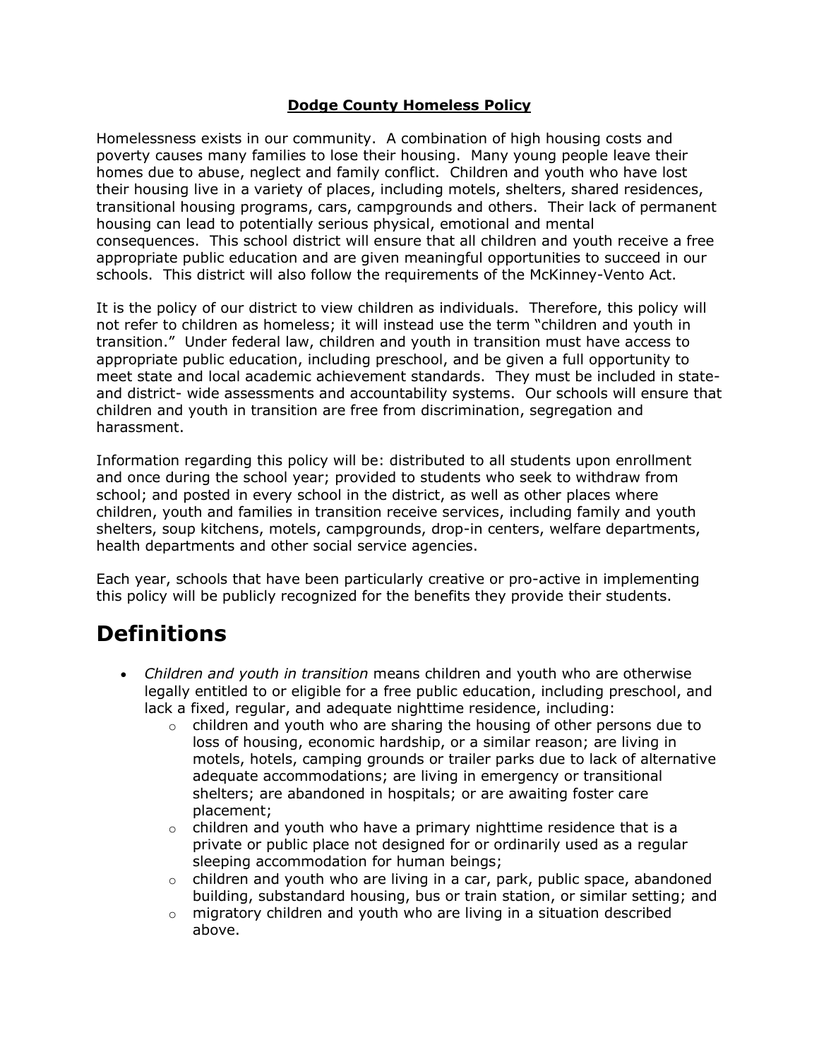**Dodge County Homeless Policy**

Homelessness exists in our community. A combination of high housing costs and poverty causes many families to lose their housing. Many young people leave their homes due to abuse, neglect and family conflict. Children and youth who have lost their housing live in a variety of places, including motels, shelters, shared residences, transitional housing programs, cars, campgrounds and others. Their lack of permanent housing can lead to potentially serious physical, emotional and mental consequences. This school district will ensure that all children and youth receive a free appropriate public education and are given meaningful opportunities to succeed in our schools. This district will also follow the requirements of the McKinney-Vento Act.

It is the policy of our district to view children as individuals. Therefore, this policy will not refer to children as homeless; it will instead use the term "children and youth in transition." Under federal law, children and youth in transition must have access to appropriate public education, including preschool, and be given a full opportunity to meet state and local academic achievement standards. They must be included in state- and district- wide assessments and accountability systems. Our schools will ensure that children and youth in transition are free from discrimination, segregation and harassment.

Information regarding this policy will be: distributed to all students upon enrollment and once during the school year; provided to students who seek to withdraw from school; and posted in every school in the district, as well as other places where children, youth and families in transition receive services, including family and youth shelters, soup kitchens, motels, campgrounds, drop-in centers, welfare departments, health departments and other social service agencies.

Each year, schools that have been particularly creative or pro-active in implementing this policy will be publicly recognized for the benefits they provide their students.

# Definitions

- *Children and youth in transition* means children and youth who are otherwise legally entitled to or eligible for a free public education, including preschool, and lack a fixed, regular, and adequate nighttime residence, including:
  - children and youth who are sharing the housing of other persons due to loss of housing, economic hardship, or a similar reason; are living in motels, hotels, camping grounds or trailer parks due to lack of alternative adequate accommodations; are living in emergency or transitional shelters; are abandoned in hospitals; or are awaiting foster care placement;
  - children and youth who have a primary nighttime residence that is a private or public place not designed for or ordinarily used as a regular sleeping accommodation for human beings;
  - children and youth who are living in a car, park, public space, abandoned building, substandard housing, bus or train station, or similar setting; and
  - migratory children and youth who are living in a situation described above.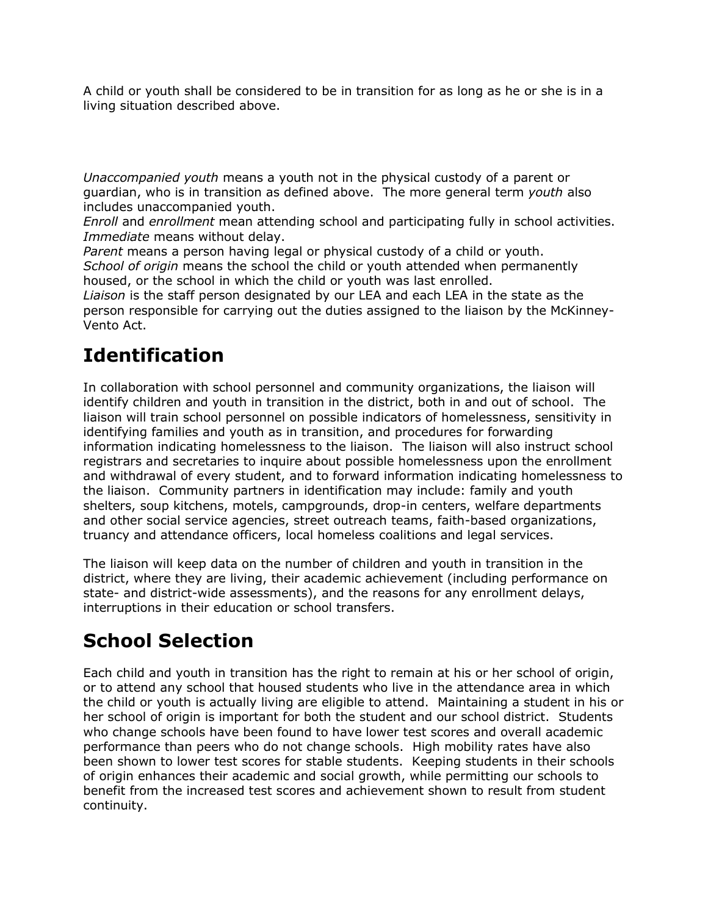A child or youth shall be considered to be in transition for as long as he or she is in a living situation described above.

*Unaccompanied youth* means a youth not in the physical custody of a parent or guardian, who is in transition as defined above. The more general term *youth* also includes unaccompanied youth.
*Enroll* and *enrollment* mean attending school and participating fully in school activities.
*Immediate* means without delay.
*Parent* means a person having legal or physical custody of a child or youth.
*School of origin* means the school the child or youth attended when permanently housed, or the school in which the child or youth was last enrolled.
*Liaison* is the staff person designated by our LEA and each LEA in the state as the person responsible for carrying out the duties assigned to the liaison by the McKinney-Vento Act.

# Identification

In collaboration with school personnel and community organizations, the liaison will identify children and youth in transition in the district, both in and out of school. The liaison will train school personnel on possible indicators of homelessness, sensitivity in identifying families and youth as in transition, and procedures for forwarding information indicating homelessness to the liaison. The liaison will also instruct school registrars and secretaries to inquire about possible homelessness upon the enrollment and withdrawal of every student, and to forward information indicating homelessness to the liaison. Community partners in identification may include: family and youth shelters, soup kitchens, motels, campgrounds, drop-in centers, welfare departments and other social service agencies, street outreach teams, faith-based organizations, truancy and attendance officers, local homeless coalitions and legal services.

The liaison will keep data on the number of children and youth in transition in the district, where they are living, their academic achievement (including performance on state- and district-wide assessments), and the reasons for any enrollment delays, interruptions in their education or school transfers.

# School Selection

Each child and youth in transition has the right to remain at his or her school of origin, or to attend any school that housed students who live in the attendance area in which the child or youth is actually living are eligible to attend. Maintaining a student in his or her school of origin is important for both the student and our school district. Students who change schools have been found to have lower test scores and overall academic performance than peers who do not change schools. High mobility rates have also been shown to lower test scores for stable students. Keeping students in their schools of origin enhances their academic and social growth, while permitting our schools to benefit from the increased test scores and achievement shown to result from student continuity.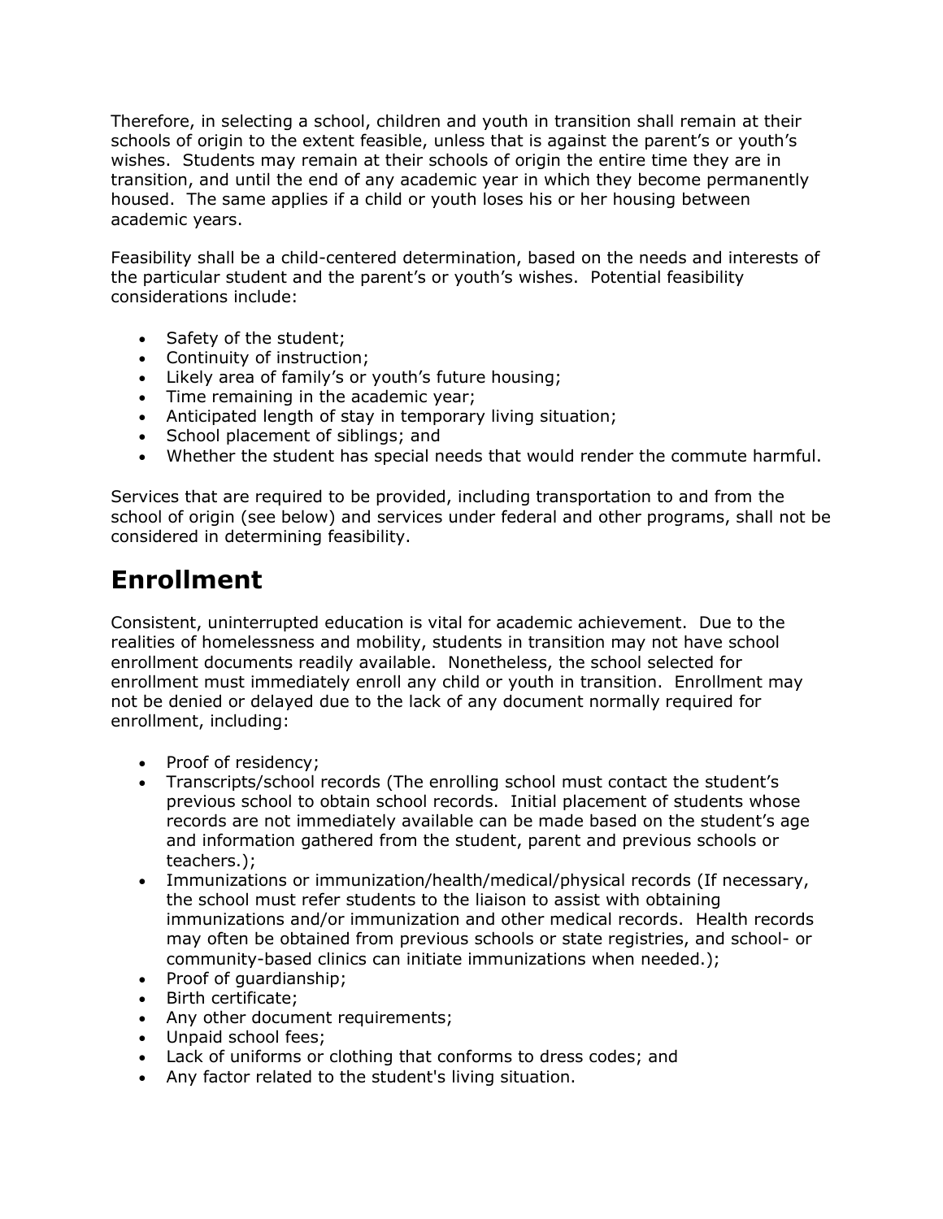Therefore, in selecting a school, children and youth in transition shall remain at their schools of origin to the extent feasible, unless that is against the parent's or youth's wishes. Students may remain at their schools of origin the entire time they are in transition, and until the end of any academic year in which they become permanently housed. The same applies if a child or youth loses his or her housing between academic years.

Feasibility shall be a child-centered determination, based on the needs and interests of the particular student and the parent's or youth's wishes. Potential feasibility considerations include:

- Safety of the student;
- Continuity of instruction;
- Likely area of family's or youth's future housing;
- Time remaining in the academic year;
- Anticipated length of stay in temporary living situation;
- School placement of siblings; and
- Whether the student has special needs that would render the commute harmful.

Services that are required to be provided, including transportation to and from the school of origin (see below) and services under federal and other programs, shall not be considered in determining feasibility.

# Enrollment

Consistent, uninterrupted education is vital for academic achievement. Due to the realities of homelessness and mobility, students in transition may not have school enrollment documents readily available. Nonetheless, the school selected for enrollment must immediately enroll any child or youth in transition. Enrollment may not be denied or delayed due to the lack of any document normally required for enrollment, including:

- Proof of residency;
- Transcripts/school records (The enrolling school must contact the student's previous school to obtain school records. Initial placement of students whose records are not immediately available can be made based on the student's age and information gathered from the student, parent and previous schools or teachers.);
- Immunizations or immunization/health/medical/physical records (If necessary, the school must refer students to the liaison to assist with obtaining immunizations and/or immunization and other medical records. Health records may often be obtained from previous schools or state registries, and school- or community-based clinics can initiate immunizations when needed.);
- Proof of guardianship;
- Birth certificate;
- Any other document requirements;
- Unpaid school fees;
- Lack of uniforms or clothing that conforms to dress codes; and
- Any factor related to the student's living situation.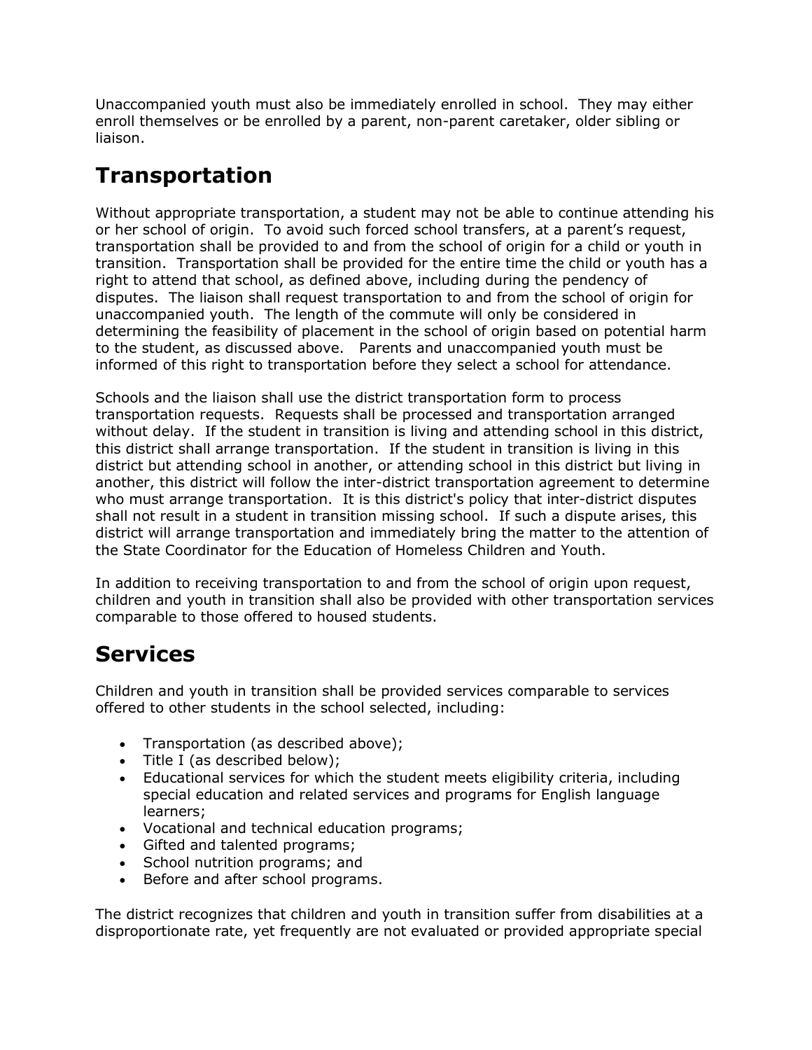Unaccompanied youth must also be immediately enrolled in school. They may either enroll themselves or be enrolled by a parent, non-parent caretaker, older sibling or liaison.

# Transportation

Without appropriate transportation, a student may not be able to continue attending his or her school of origin. To avoid such forced school transfers, at a parent's request, transportation shall be provided to and from the school of origin for a child or youth in transition. Transportation shall be provided for the entire time the child or youth has a right to attend that school, as defined above, including during the pendency of disputes. The liaison shall request transportation to and from the school of origin for unaccompanied youth. The length of the commute will only be considered in determining the feasibility of placement in the school of origin based on potential harm to the student, as discussed above. Parents and unaccompanied youth must be informed of this right to transportation before they select a school for attendance.

Schools and the liaison shall use the district transportation form to process transportation requests. Requests shall be processed and transportation arranged without delay. If the student in transition is living and attending school in this district, this district shall arrange transportation. If the student in transition is living in this district but attending school in another, or attending school in this district but living in another, this district will follow the inter-district transportation agreement to determine who must arrange transportation. It is this district's policy that inter-district disputes shall not result in a student in transition missing school. If such a dispute arises, this district will arrange transportation and immediately bring the matter to the attention of the State Coordinator for the Education of Homeless Children and Youth.

In addition to receiving transportation to and from the school of origin upon request, children and youth in transition shall also be provided with other transportation services comparable to those offered to housed students.

# Services

Children and youth in transition shall be provided services comparable to services offered to other students in the school selected, including:

- Transportation (as described above);
- Title I (as described below);
- Educational services for which the student meets eligibility criteria, including special education and related services and programs for English language learners;
- Vocational and technical education programs;
- Gifted and talented programs;
- School nutrition programs; and
- Before and after school programs.

The district recognizes that children and youth in transition suffer from disabilities at a disproportionate rate, yet frequently are not evaluated or provided appropriate special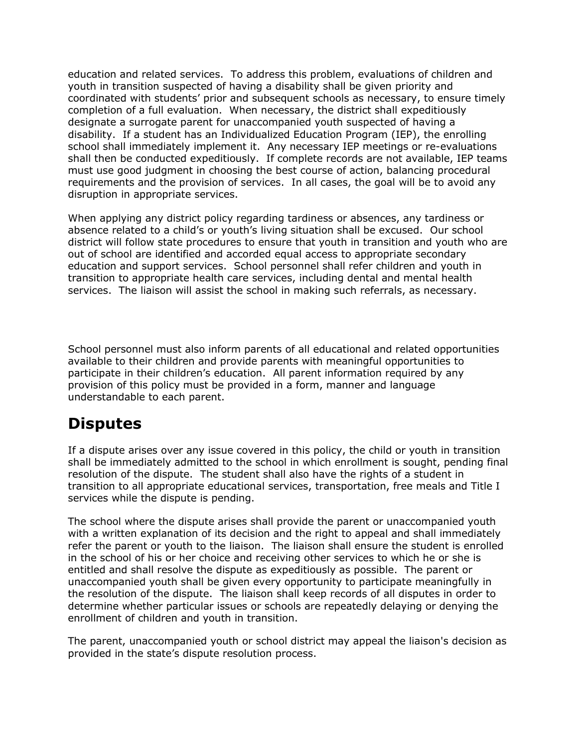education and related services. To address this problem, evaluations of children and youth in transition suspected of having a disability shall be given priority and coordinated with students' prior and subsequent schools as necessary, to ensure timely completion of a full evaluation. When necessary, the district shall expeditiously designate a surrogate parent for unaccompanied youth suspected of having a disability. If a student has an Individualized Education Program (IEP), the enrolling school shall immediately implement it. Any necessary IEP meetings or re-evaluations shall then be conducted expeditiously. If complete records are not available, IEP teams must use good judgment in choosing the best course of action, balancing procedural requirements and the provision of services. In all cases, the goal will be to avoid any disruption in appropriate services.

When applying any district policy regarding tardiness or absences, any tardiness or absence related to a child's or youth's living situation shall be excused. Our school district will follow state procedures to ensure that youth in transition and youth who are out of school are identified and accorded equal access to appropriate secondary education and support services. School personnel shall refer children and youth in transition to appropriate health care services, including dental and mental health services. The liaison will assist the school in making such referrals, as necessary.

School personnel must also inform parents of all educational and related opportunities available to their children and provide parents with meaningful opportunities to participate in their children's education. All parent information required by any provision of this policy must be provided in a form, manner and language understandable to each parent.

## Disputes

If a dispute arises over any issue covered in this policy, the child or youth in transition shall be immediately admitted to the school in which enrollment is sought, pending final resolution of the dispute. The student shall also have the rights of a student in transition to all appropriate educational services, transportation, free meals and Title I services while the dispute is pending.

The school where the dispute arises shall provide the parent or unaccompanied youth with a written explanation of its decision and the right to appeal and shall immediately refer the parent or youth to the liaison. The liaison shall ensure the student is enrolled in the school of his or her choice and receiving other services to which he or she is entitled and shall resolve the dispute as expeditiously as possible. The parent or unaccompanied youth shall be given every opportunity to participate meaningfully in the resolution of the dispute. The liaison shall keep records of all disputes in order to determine whether particular issues or schools are repeatedly delaying or denying the enrollment of children and youth in transition.

The parent, unaccompanied youth or school district may appeal the liaison's decision as provided in the state's dispute resolution process.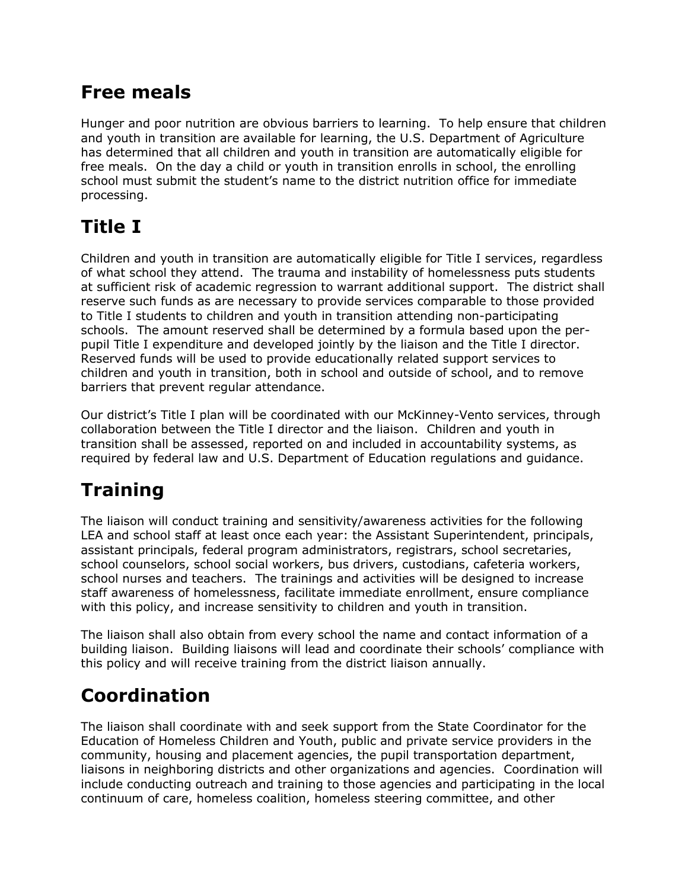## Free meals

Hunger and poor nutrition are obvious barriers to learning. To help ensure that children and youth in transition are available for learning, the U.S. Department of Agriculture has determined that all children and youth in transition are automatically eligible for free meals. On the day a child or youth in transition enrolls in school, the enrolling school must submit the student's name to the district nutrition office for immediate processing.

# Title I

Children and youth in transition are automatically eligible for Title I services, regardless of what school they attend. The trauma and instability of homelessness puts students at sufficient risk of academic regression to warrant additional support. The district shall reserve such funds as are necessary to provide services comparable to those provided to Title I students to children and youth in transition attending non-participating schools. The amount reserved shall be determined by a formula based upon the per-pupil Title I expenditure and developed jointly by the liaison and the Title I director. Reserved funds will be used to provide educationally related support services to children and youth in transition, both in school and outside of school, and to remove barriers that prevent regular attendance.

Our district's Title I plan will be coordinated with our McKinney-Vento services, through collaboration between the Title I director and the liaison. Children and youth in transition shall be assessed, reported on and included in accountability systems, as required by federal law and U.S. Department of Education regulations and guidance.

# Training

The liaison will conduct training and sensitivity/awareness activities for the following LEA and school staff at least once each year: the Assistant Superintendent, principals, assistant principals, federal program administrators, registrars, school secretaries, school counselors, school social workers, bus drivers, custodians, cafeteria workers, school nurses and teachers. The trainings and activities will be designed to increase staff awareness of homelessness, facilitate immediate enrollment, ensure compliance with this policy, and increase sensitivity to children and youth in transition.

The liaison shall also obtain from every school the name and contact information of a building liaison. Building liaisons will lead and coordinate their schools' compliance with this policy and will receive training from the district liaison annually.

# Coordination

The liaison shall coordinate with and seek support from the State Coordinator for the Education of Homeless Children and Youth, public and private service providers in the community, housing and placement agencies, the pupil transportation department, liaisons in neighboring districts and other organizations and agencies. Coordination will include conducting outreach and training to those agencies and participating in the local continuum of care, homeless coalition, homeless steering committee, and other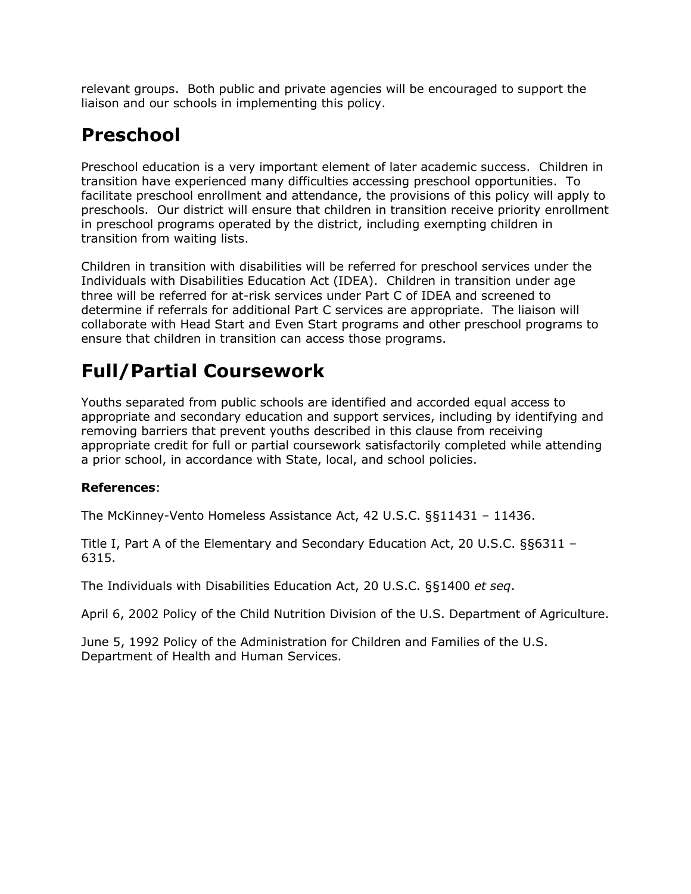relevant groups. Both public and private agencies will be encouraged to support the liaison and our schools in implementing this policy.

# Preschool

Preschool education is a very important element of later academic success. Children in transition have experienced many difficulties accessing preschool opportunities. To facilitate preschool enrollment and attendance, the provisions of this policy will apply to preschools. Our district will ensure that children in transition receive priority enrollment in preschool programs operated by the district, including exempting children in transition from waiting lists.

Children in transition with disabilities will be referred for preschool services under the Individuals with Disabilities Education Act (IDEA). Children in transition under age three will be referred for at-risk services under Part C of IDEA and screened to determine if referrals for additional Part C services are appropriate. The liaison will collaborate with Head Start and Even Start programs and other preschool programs to ensure that children in transition can access those programs.

# Full/Partial Coursework

Youths separated from public schools are identified and accorded equal access to appropriate and secondary education and support services, including by identifying and removing barriers that prevent youths described in this clause from receiving appropriate credit for full or partial coursework satisfactorily completed while attending a prior school, in accordance with State, local, and school policies.

**References**:

The McKinney-Vento Homeless Assistance Act, 42 U.S.C. §§11431 – 11436.

Title I, Part A of the Elementary and Secondary Education Act, 20 U.S.C. §§6311 – 6315.

The Individuals with Disabilities Education Act, 20 U.S.C. §§1400 *et seq*.

April 6, 2002 Policy of the Child Nutrition Division of the U.S. Department of Agriculture.

June 5, 1992 Policy of the Administration for Children and Families of the U.S. Department of Health and Human Services.